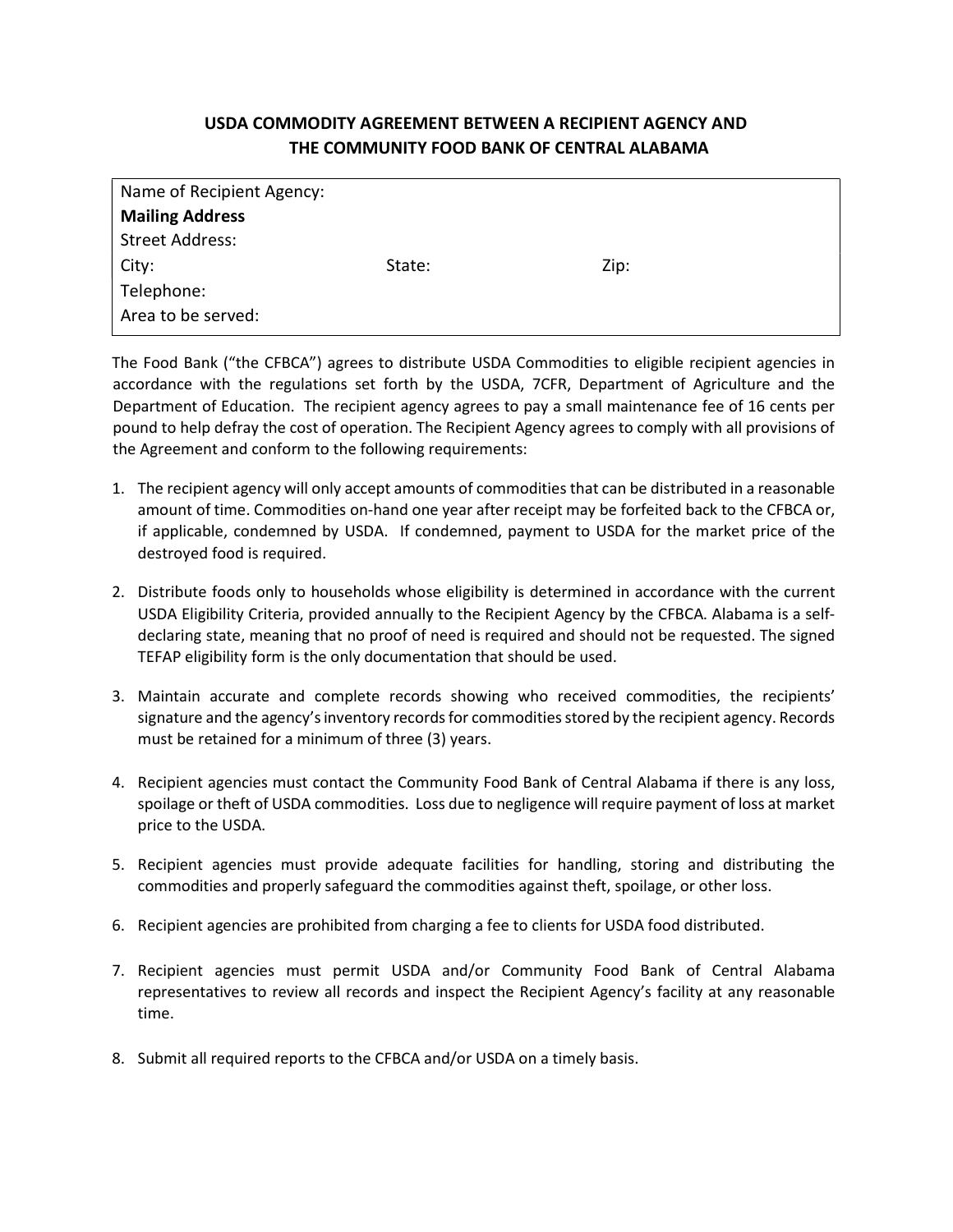# USDA COMMODITY AGREEMENT BETWEEN A RECIPIENT AGENCY AND THE COMMUNITY FOOD BANK OF CENTRAL ALABAMA

| | | |
|---|---|---|
| Name of Recipient Agency: | | |
| **Mailing Address** | | |
| Street Address: | | |
| City: | State: | Zip: |
| Telephone: | | |
| Area to be served: | | |

The Food Bank ("the CFBCA") agrees to distribute USDA Commodities to eligible recipient agencies in accordance with the regulations set forth by the USDA, 7CFR, Department of Agriculture and the Department of Education. The recipient agency agrees to pay a small maintenance fee of 16 cents per pound to help defray the cost of operation. The Recipient Agency agrees to comply with all provisions of the Agreement and conform to the following requirements:

1. The recipient agency will only accept amounts of commodities that can be distributed in a reasonable amount of time. Commodities on-hand one year after receipt may be forfeited back to the CFBCA or, if applicable, condemned by USDA. If condemned, payment to USDA for the market price of the destroyed food is required.

2. Distribute foods only to households whose eligibility is determined in accordance with the current USDA Eligibility Criteria, provided annually to the Recipient Agency by the CFBCA. Alabama is a self-declaring state, meaning that no proof of need is required and should not be requested. The signed TEFAP eligibility form is the only documentation that should be used.

3. Maintain accurate and complete records showing who received commodities, the recipients' signature and the agency's inventory records for commodities stored by the recipient agency. Records must be retained for a minimum of three (3) years.

4. Recipient agencies must contact the Community Food Bank of Central Alabama if there is any loss, spoilage or theft of USDA commodities. Loss due to negligence will require payment of loss at market price to the USDA.

5. Recipient agencies must provide adequate facilities for handling, storing and distributing the commodities and properly safeguard the commodities against theft, spoilage, or other loss.

6. Recipient agencies are prohibited from charging a fee to clients for USDA food distributed.

7. Recipient agencies must permit USDA and/or Community Food Bank of Central Alabama representatives to review all records and inspect the Recipient Agency's facility at any reasonable time.

8. Submit all required reports to the CFBCA and/or USDA on a timely basis.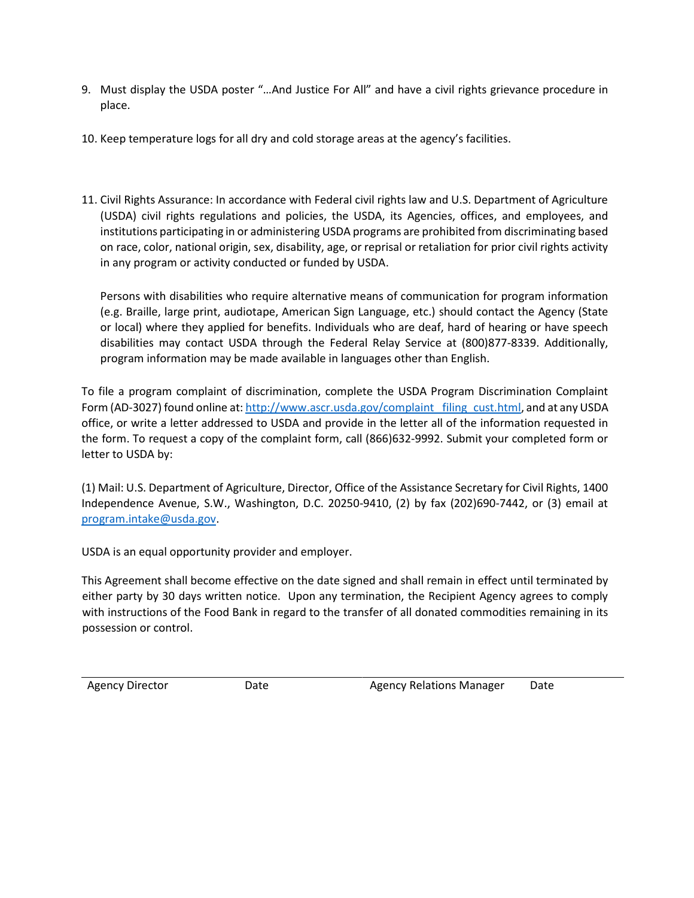9. Must display the USDA poster "…And Justice For All" and have a civil rights grievance procedure in place.

10. Keep temperature logs for all dry and cold storage areas at the agency's facilities.

11. Civil Rights Assurance: In accordance with Federal civil rights law and U.S. Department of Agriculture (USDA) civil rights regulations and policies, the USDA, its Agencies, offices, and employees, and institutions participating in or administering USDA programs are prohibited from discriminating based on race, color, national origin, sex, disability, age, or reprisal or retaliation for prior civil rights activity in any program or activity conducted or funded by USDA.

    Persons with disabilities who require alternative means of communication for program information (e.g. Braille, large print, audiotape, American Sign Language, etc.) should contact the Agency (State or local) where they applied for benefits. Individuals who are deaf, hard of hearing or have speech disabilities may contact USDA through the Federal Relay Service at (800)877-8339. Additionally, program information may be made available in languages other than English.

To file a program complaint of discrimination, complete the USDA Program Discrimination Complaint Form (AD-3027) found online at: [http://www.ascr.usda.gov/complaint_filing_cust.html](http://www.ascr.usda.gov/complaint_filing_cust.html), and at any USDA office, or write a letter addressed to USDA and provide in the letter all of the information requested in the form. To request a copy of the complaint form, call (866)632-9992. Submit your completed form or letter to USDA by:

(1) Mail: U.S. Department of Agriculture, Director, Office of the Assistance Secretary for Civil Rights, 1400 Independence Avenue, S.W., Washington, D.C. 20250-9410, (2) by fax (202)690-7442, or (3) email at [program.intake@usda.gov](mailto:program.intake@usda.gov).

USDA is an equal opportunity provider and employer.

This Agreement shall become effective on the date signed and shall remain in effect until terminated by either party by 30 days written notice. Upon any termination, the Recipient Agency agrees to comply with instructions of the Food Bank in regard to the transfer of all donated commodities remaining in its possession or control.

Agency Director Date Agency Relations Manager Date